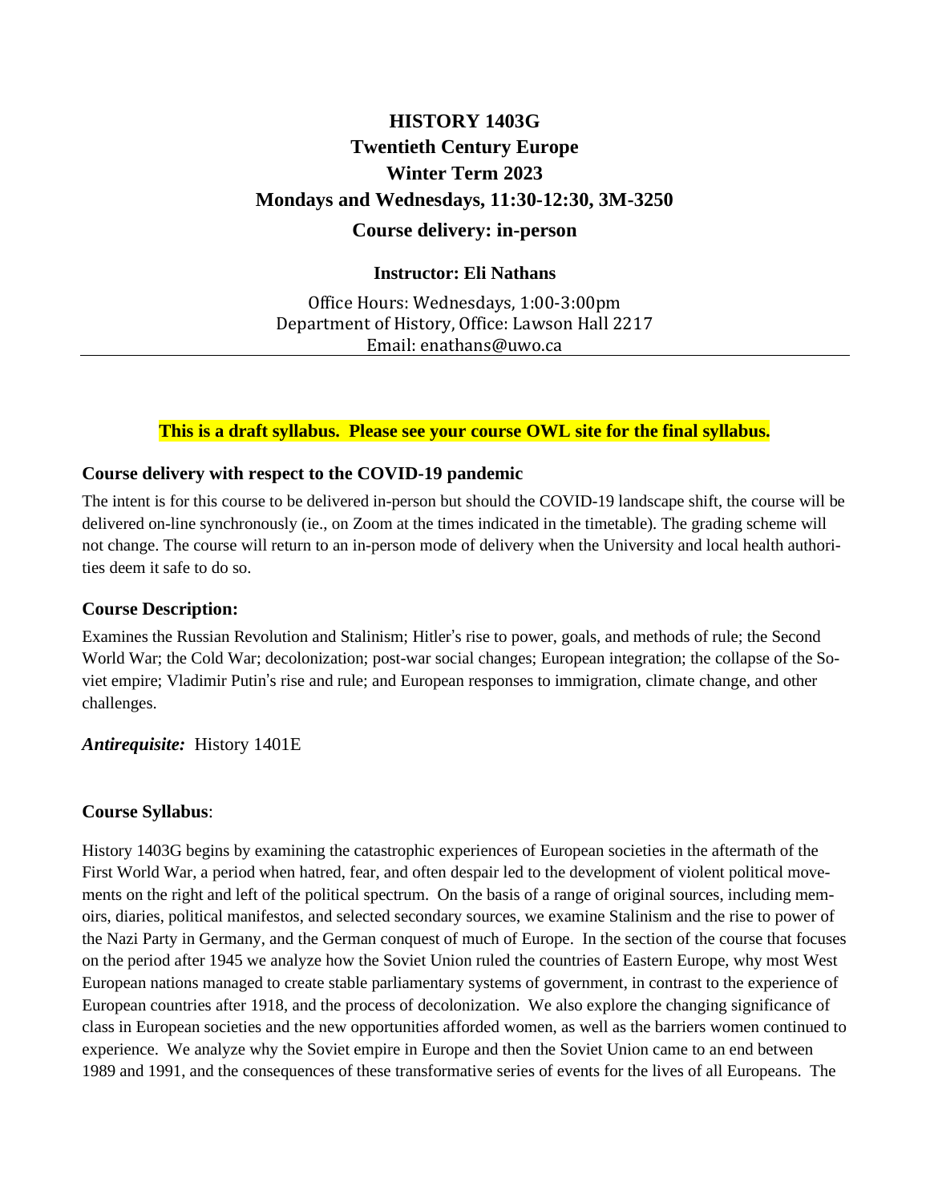# HISTORY 1403G
# Twentieth Century Europe
# Winter Term 2023
# Mondays and Wednesdays, 11:30-12:30, 3M-3250
## Course delivery: in-person

**Instructor: Eli Nathans**

Office Hours: Wednesdays, 1:00-3:00pm
Department of History, Office: Lawson Hall 2217
Email: enathans@uwo.ca

---

**This is a draft syllabus. Please see your course OWL site for the final syllabus.**

### Course delivery with respect to the COVID-19 pandemic

The intent is for this course to be delivered in-person but should the COVID-19 landscape shift, the course will be delivered on-line synchronously (ie., on Zoom at the times indicated in the timetable). The grading scheme will not change. The course will return to an in-person mode of delivery when the University and local health authorities deem it safe to do so.

### Course Description:

Examines the Russian Revolution and Stalinism; Hitler's rise to power, goals, and methods of rule; the Second World War; the Cold War; decolonization; post-war social changes; European integration; the collapse of the Soviet empire; Vladimir Putin's rise and rule; and European responses to immigration, climate change, and other challenges.

***Antirequisite:*** History 1401E

### Course Syllabus:

History 1403G begins by examining the catastrophic experiences of European societies in the aftermath of the First World War, a period when hatred, fear, and often despair led to the development of violent political movements on the right and left of the political spectrum. On the basis of a range of original sources, including memoirs, diaries, political manifestos, and selected secondary sources, we examine Stalinism and the rise to power of the Nazi Party in Germany, and the German conquest of much of Europe. In the section of the course that focuses on the period after 1945 we analyze how the Soviet Union ruled the countries of Eastern Europe, why most West European nations managed to create stable parliamentary systems of government, in contrast to the experience of European countries after 1918, and the process of decolonization. We also explore the changing significance of class in European societies and the new opportunities afforded women, as well as the barriers women continued to experience. We analyze why the Soviet empire in Europe and then the Soviet Union came to an end between 1989 and 1991, and the consequences of these transformative series of events for the lives of all Europeans. The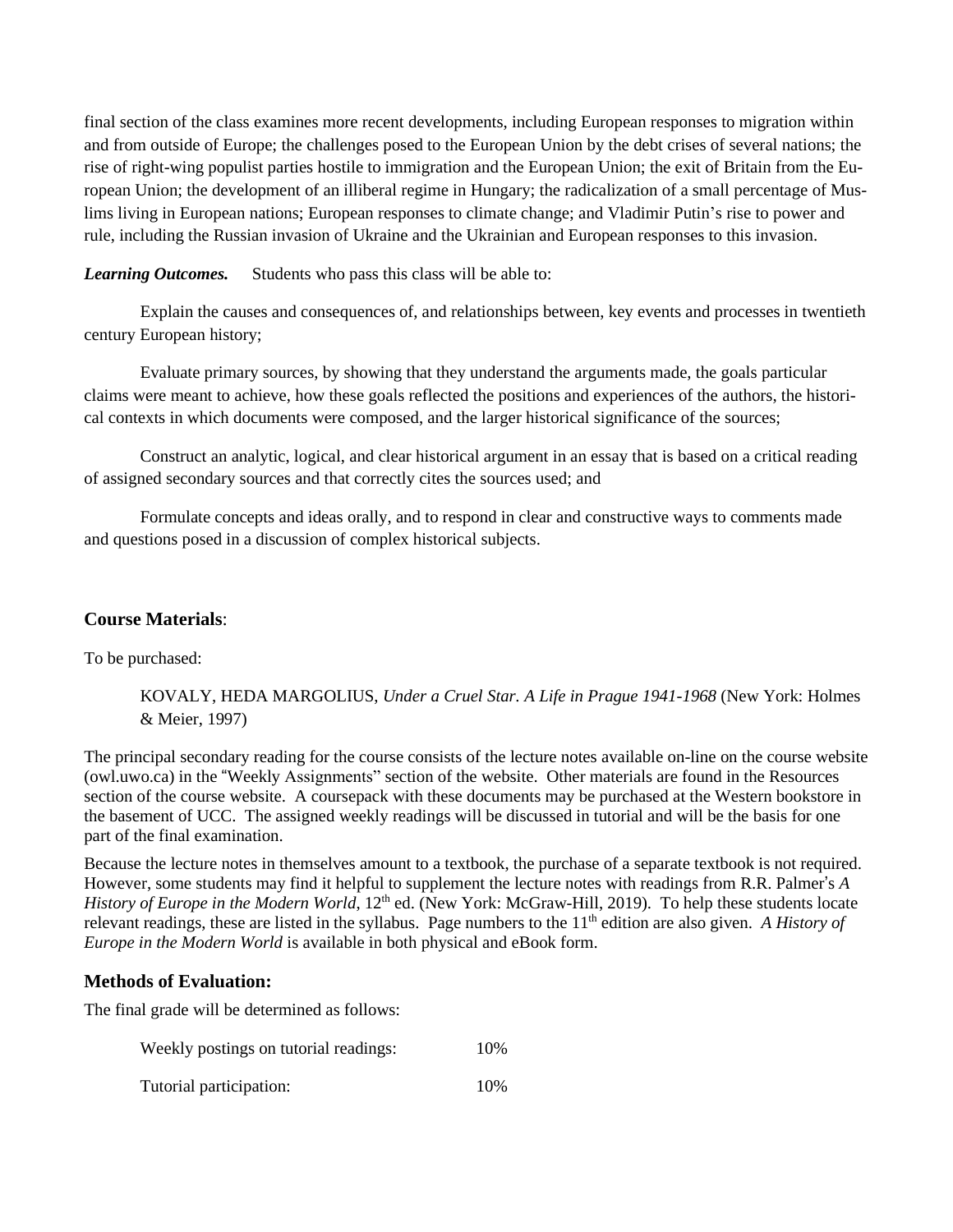final section of the class examines more recent developments, including European responses to migration within and from outside of Europe; the challenges posed to the European Union by the debt crises of several nations; the rise of right-wing populist parties hostile to immigration and the European Union; the exit of Britain from the European Union; the development of an illiberal regime in Hungary; the radicalization of a small percentage of Muslims living in European nations; European responses to climate change; and Vladimir Putin's rise to power and rule, including the Russian invasion of Ukraine and the Ukrainian and European responses to this invasion.

***Learning Outcomes.*** Students who pass this class will be able to:

Explain the causes and consequences of, and relationships between, key events and processes in twentieth century European history;

Evaluate primary sources, by showing that they understand the arguments made, the goals particular claims were meant to achieve, how these goals reflected the positions and experiences of the authors, the historical contexts in which documents were composed, and the larger historical significance of the sources;

Construct an analytic, logical, and clear historical argument in an essay that is based on a critical reading of assigned secondary sources and that correctly cites the sources used; and

Formulate concepts and ideas orally, and to respond in clear and constructive ways to comments made and questions posed in a discussion of complex historical subjects.

### Course Materials:

To be purchased:

KOVALY, HEDA MARGOLIUS, *Under a Cruel Star. A Life in Prague 1941-1968* (New York: Holmes & Meier, 1997)

The principal secondary reading for the course consists of the lecture notes available on-line on the course website (owl.uwo.ca) in the "Weekly Assignments" section of the website. Other materials are found in the Resources section of the course website. A coursepack with these documents may be purchased at the Western bookstore in the basement of UCC. The assigned weekly readings will be discussed in tutorial and will be the basis for one part of the final examination.

Because the lecture notes in themselves amount to a textbook, the purchase of a separate textbook is not required. However, some students may find it helpful to supplement the lecture notes with readings from R.R. Palmer's *A History of Europe in the Modern World*, 12th ed. (New York: McGraw-Hill, 2019). To help these students locate relevant readings, these are listed in the syllabus. Page numbers to the 11th edition are also given. *A History of Europe in the Modern World* is available in both physical and eBook form.

### Methods of Evaluation:

The final grade will be determined as follows:

| | |
|---|---|
| Weekly postings on tutorial readings: | 10% |
| Tutorial participation: | 10% |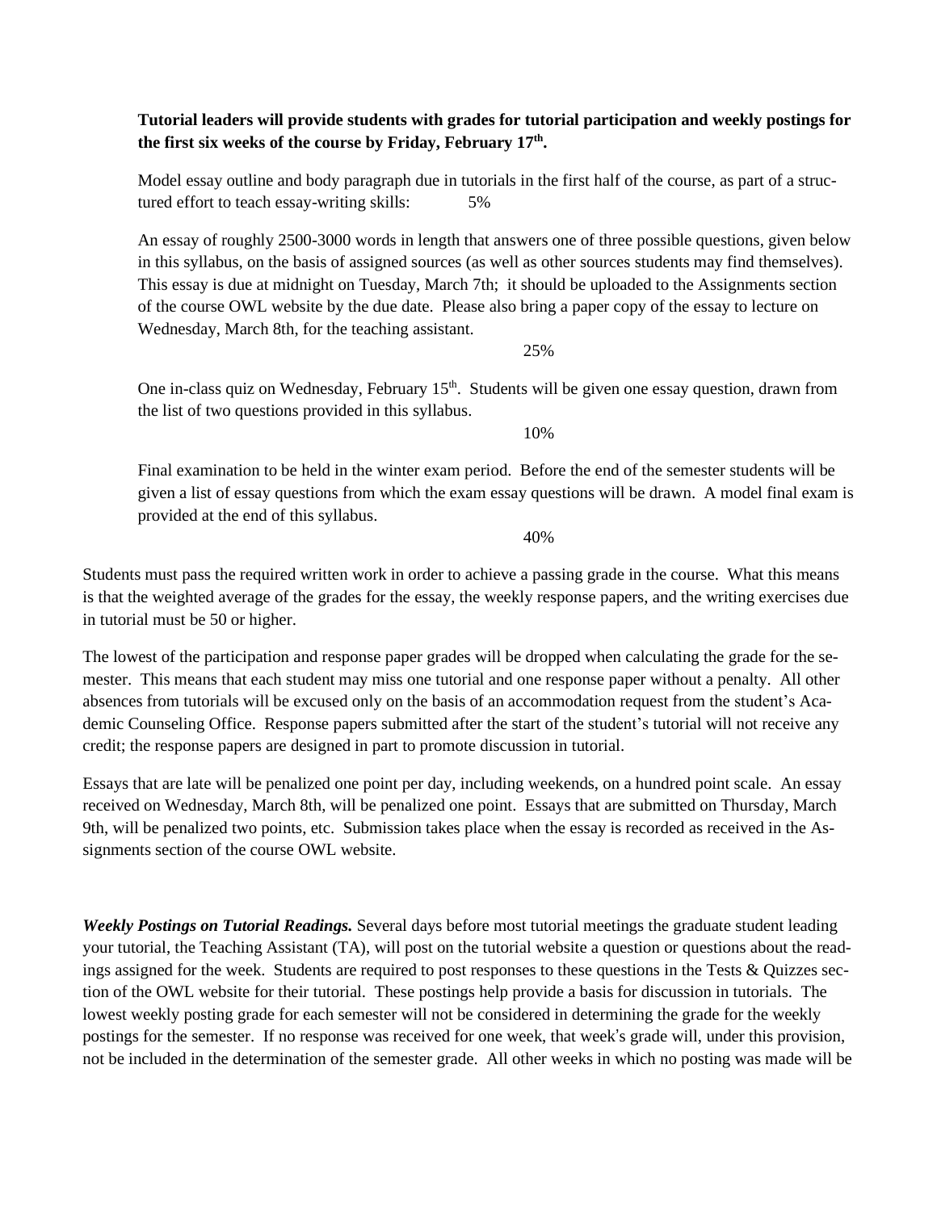**Tutorial leaders will provide students with grades for tutorial participation and weekly postings for the first six weeks of the course by Friday, February 17th.**

Model essay outline and body paragraph due in tutorials in the first half of the course, as part of a structured effort to teach essay-writing skills: 5%

An essay of roughly 2500-3000 words in length that answers one of three possible questions, given below in this syllabus, on the basis of assigned sources (as well as other sources students may find themselves). This essay is due at midnight on Tuesday, March 7th; it should be uploaded to the Assignments section of the course OWL website by the due date. Please also bring a paper copy of the essay to lecture on Wednesday, March 8th, for the teaching assistant.

25%

One in-class quiz on Wednesday, February 15th. Students will be given one essay question, drawn from the list of two questions provided in this syllabus.

10%

Final examination to be held in the winter exam period. Before the end of the semester students will be given a list of essay questions from which the exam essay questions will be drawn. A model final exam is provided at the end of this syllabus.

40%

Students must pass the required written work in order to achieve a passing grade in the course. What this means is that the weighted average of the grades for the essay, the weekly response papers, and the writing exercises due in tutorial must be 50 or higher.

The lowest of the participation and response paper grades will be dropped when calculating the grade for the semester. This means that each student may miss one tutorial and one response paper without a penalty. All other absences from tutorials will be excused only on the basis of an accommodation request from the student's Academic Counseling Office. Response papers submitted after the start of the student's tutorial will not receive any credit; the response papers are designed in part to promote discussion in tutorial.

Essays that are late will be penalized one point per day, including weekends, on a hundred point scale. An essay received on Wednesday, March 8th, will be penalized one point. Essays that are submitted on Thursday, March 9th, will be penalized two points, etc. Submission takes place when the essay is recorded as received in the Assignments section of the course OWL website.

***Weekly Postings on Tutorial Readings.*** Several days before most tutorial meetings the graduate student leading your tutorial, the Teaching Assistant (TA), will post on the tutorial website a question or questions about the readings assigned for the week. Students are required to post responses to these questions in the Tests & Quizzes section of the OWL website for their tutorial. These postings help provide a basis for discussion in tutorials. The lowest weekly posting grade for each semester will not be considered in determining the grade for the weekly postings for the semester. If no response was received for one week, that week's grade will, under this provision, not be included in the determination of the semester grade. All other weeks in which no posting was made will be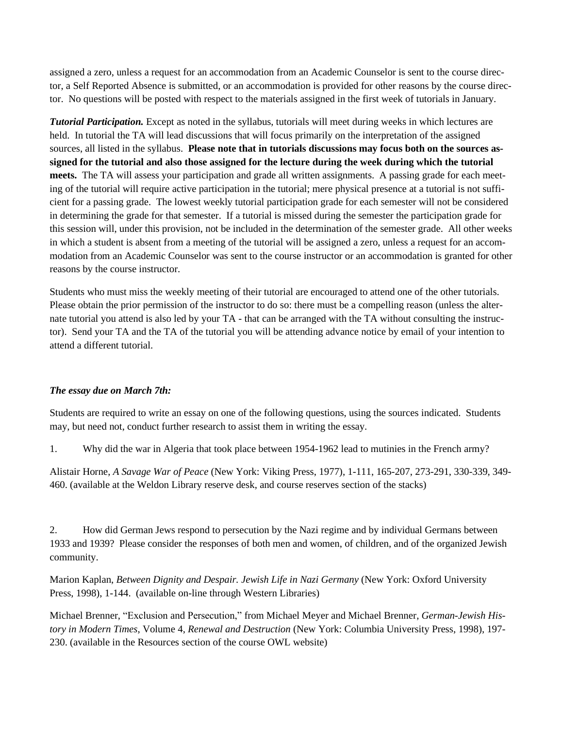assigned a zero, unless a request for an accommodation from an Academic Counselor is sent to the course director, a Self Reported Absence is submitted, or an accommodation is provided for other reasons by the course director. No questions will be posted with respect to the materials assigned in the first week of tutorials in January.

***Tutorial Participation.*** Except as noted in the syllabus, tutorials will meet during weeks in which lectures are held. In tutorial the TA will lead discussions that will focus primarily on the interpretation of the assigned sources, all listed in the syllabus. **Please note that in tutorials discussions may focus both on the sources assigned for the tutorial and also those assigned for the lecture during the week during which the tutorial meets.** The TA will assess your participation and grade all written assignments. A passing grade for each meeting of the tutorial will require active participation in the tutorial; mere physical presence at a tutorial is not sufficient for a passing grade. The lowest weekly tutorial participation grade for each semester will not be considered in determining the grade for that semester. If a tutorial is missed during the semester the participation grade for this session will, under this provision, not be included in the determination of the semester grade. All other weeks in which a student is absent from a meeting of the tutorial will be assigned a zero, unless a request for an accommodation from an Academic Counselor was sent to the course instructor or an accommodation is granted for other reasons by the course instructor.

Students who must miss the weekly meeting of their tutorial are encouraged to attend one of the other tutorials. Please obtain the prior permission of the instructor to do so: there must be a compelling reason (unless the alternate tutorial you attend is also led by your TA - that can be arranged with the TA without consulting the instructor). Send your TA and the TA of the tutorial you will be attending advance notice by email of your intention to attend a different tutorial.

***The essay due on March 7th:***

Students are required to write an essay on one of the following questions, using the sources indicated. Students may, but need not, conduct further research to assist them in writing the essay.

1. Why did the war in Algeria that took place between 1954-1962 lead to mutinies in the French army?

Alistair Horne, *A Savage War of Peace* (New York: Viking Press, 1977), 1-111, 165-207, 273-291, 330-339, 349-460. (available at the Weldon Library reserve desk, and course reserves section of the stacks)

2. How did German Jews respond to persecution by the Nazi regime and by individual Germans between 1933 and 1939? Please consider the responses of both men and women, of children, and of the organized Jewish community.

Marion Kaplan, *Between Dignity and Despair. Jewish Life in Nazi Germany* (New York: Oxford University Press, 1998), 1-144. (available on-line through Western Libraries)

Michael Brenner, "Exclusion and Persecution," from Michael Meyer and Michael Brenner, *German-Jewish History in Modern Times*, Volume 4, *Renewal and Destruction* (New York: Columbia University Press, 1998), 197-230. (available in the Resources section of the course OWL website)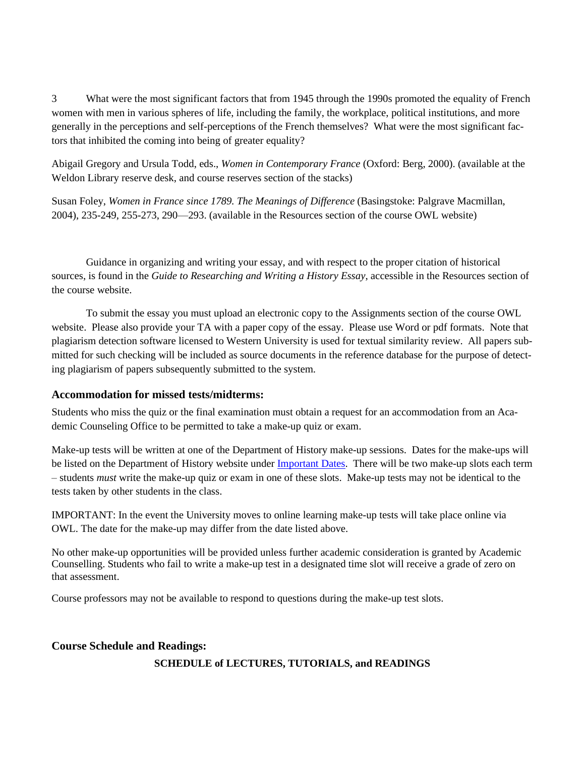3 What were the most significant factors that from 1945 through the 1990s promoted the equality of French women with men in various spheres of life, including the family, the workplace, political institutions, and more generally in the perceptions and self-perceptions of the French themselves? What were the most significant factors that inhibited the coming into being of greater equality?

Abigail Gregory and Ursula Todd, eds., *Women in Contemporary France* (Oxford: Berg, 2000). (available at the Weldon Library reserve desk, and course reserves section of the stacks)

Susan Foley, *Women in France since 1789. The Meanings of Difference* (Basingstoke: Palgrave Macmillan, 2004), 235-249, 255-273, 290—293. (available in the Resources section of the course OWL website)

Guidance in organizing and writing your essay, and with respect to the proper citation of historical sources, is found in the *Guide to Researching and Writing a History Essay*, accessible in the Resources section of the course website.

To submit the essay you must upload an electronic copy to the Assignments section of the course OWL website. Please also provide your TA with a paper copy of the essay. Please use Word or pdf formats. Note that plagiarism detection software licensed to Western University is used for textual similarity review. All papers submitted for such checking will be included as source documents in the reference database for the purpose of detecting plagiarism of papers subsequently submitted to the system.

### Accommodation for missed tests/midterms:

Students who miss the quiz or the final examination must obtain a request for an accommodation from an Academic Counseling Office to be permitted to take a make-up quiz or exam.

Make-up tests will be written at one of the Department of History make-up sessions. Dates for the make-ups will be listed on the Department of History website under Important Dates. There will be two make-up slots each term – students *must* write the make-up quiz or exam in one of these slots. Make-up tests may not be identical to the tests taken by other students in the class.

IMPORTANT: In the event the University moves to online learning make-up tests will take place online via OWL. The date for the make-up may differ from the date listed above.

No other make-up opportunities will be provided unless further academic consideration is granted by Academic Counselling. Students who fail to write a make-up test in a designated time slot will receive a grade of zero on that assessment.

Course professors may not be available to respond to questions during the make-up test slots.

### Course Schedule and Readings:

**SCHEDULE of LECTURES, TUTORIALS, and READINGS**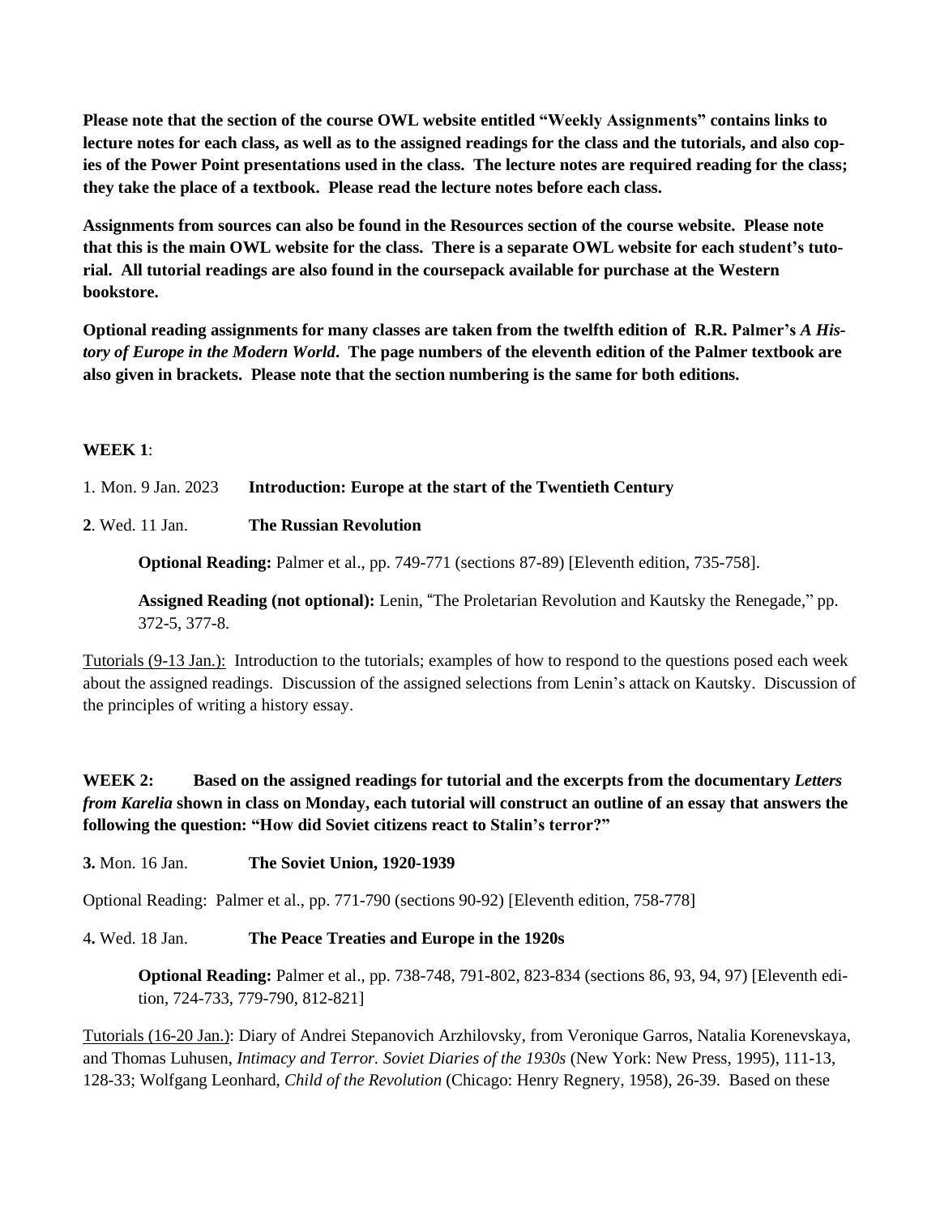**Please note that the section of the course OWL website entitled "Weekly Assignments" contains links to lecture notes for each class, as well as to the assigned readings for the class and the tutorials, and also copies of the Power Point presentations used in the class. The lecture notes are required reading for the class; they take the place of a textbook. Please read the lecture notes before each class.**

**Assignments from sources can also be found in the Resources section of the course website. Please note that this is the main OWL website for the class. There is a separate OWL website for each student's tutorial. All tutorial readings are also found in the coursepack available for purchase at the Western bookstore.**

**Optional reading assignments for many classes are taken from the twelfth edition of R.R. Palmer's *A History of Europe in the Modern World*. The page numbers of the eleventh edition of the Palmer textbook are also given in brackets. Please note that the section numbering is the same for both editions.**

**WEEK 1**:

1. Mon. 9 Jan. 2023 **Introduction: Europe at the start of the Twentieth Century**

**2**. Wed. 11 Jan. **The Russian Revolution**

**Optional Reading:** Palmer et al., pp. 749-771 (sections 87-89) [Eleventh edition, 735-758].

**Assigned Reading (not optional):** Lenin, "The Proletarian Revolution and Kautsky the Renegade," pp. 372-5, 377-8.

<u>Tutorials (9-13 Jan.):</u> Introduction to the tutorials; examples of how to respond to the questions posed each week about the assigned readings. Discussion of the assigned selections from Lenin's attack on Kautsky. Discussion of the principles of writing a history essay.

**WEEK 2: Based on the assigned readings for tutorial and the excerpts from the documentary *Letters from Karelia* shown in class on Monday, each tutorial will construct an outline of an essay that answers the following the question: "How did Soviet citizens react to Stalin's terror?"**

**3.** Mon. 16 Jan. **The Soviet Union, 1920-1939**

Optional Reading: Palmer et al., pp. 771-790 (sections 90-92) [Eleventh edition, 758-778]

4**.** Wed. 18 Jan. **The Peace Treaties and Europe in the 1920s**

**Optional Reading:** Palmer et al., pp. 738-748, 791-802, 823-834 (sections 86, 93, 94, 97) [Eleventh edition, 724-733, 779-790, 812-821]

<u>Tutorials (16-20 Jan.)</u>: Diary of Andrei Stepanovich Arzhilovsky, from Veronique Garros, Natalia Korenevskaya, and Thomas Luhusen, *Intimacy and Terror. Soviet Diaries of the 1930s* (New York: New Press, 1995), 111-13, 128-33; Wolfgang Leonhard, *Child of the Revolution* (Chicago: Henry Regnery, 1958), 26-39. Based on these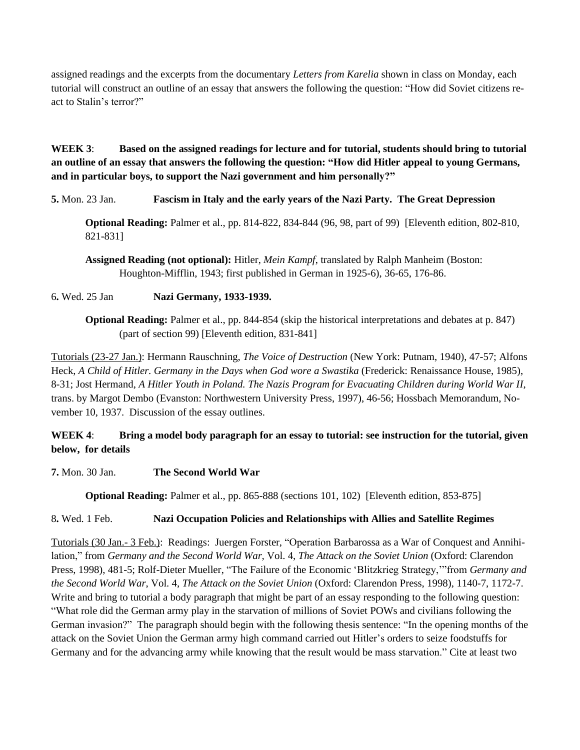assigned readings and the excerpts from the documentary *Letters from Karelia* shown in class on Monday, each tutorial will construct an outline of an essay that answers the following the question: "How did Soviet citizens re-act to Stalin's terror?"

**WEEK 3**: **Based on the assigned readings for lecture and for tutorial, students should bring to tutorial an outline of an essay that answers the following the question: "How did Hitler appeal to young Germans, and in particular boys, to support the Nazi government and him personally?"**

**5.** Mon. 23 Jan. **Fascism in Italy and the early years of the Nazi Party. The Great Depression**

> **Optional Reading:** Palmer et al., pp. 814-822, 834-844 (96, 98, part of 99) [Eleventh edition, 802-810, 821-831]
>
> **Assigned Reading (not optional):** Hitler, *Mein Kampf*, translated by Ralph Manheim (Boston: Houghton-Mifflin, 1943; first published in German in 1925-6), 36-65, 176-86.

6**.** Wed. 25 Jan **Nazi Germany, 1933-1939.**

> **Optional Reading:** Palmer et al., pp. 844-854 (skip the historical interpretations and debates at p. 847) (part of section 99) [Eleventh edition, 831-841]

<u>Tutorials (23-27 Jan.)</u>: Hermann Rauschning, *The Voice of Destruction* (New York: Putnam, 1940), 47-57; Alfons Heck, *A Child of Hitler. Germany in the Days when God wore a Swastika* (Frederick: Renaissance House, 1985), 8-31; Jost Hermand, *A Hitler Youth in Poland. The Nazis Program for Evacuating Children during World War II*, trans. by Margot Dembo (Evanston: Northwestern University Press, 1997), 46-56; Hossbach Memorandum, November 10, 1937. Discussion of the essay outlines.

**WEEK 4**: **Bring a model body paragraph for an essay to tutorial: see instruction for the tutorial, given below, for details**

**7.** Mon. 30 Jan. **The Second World War**

> **Optional Reading:** Palmer et al., pp. 865-888 (sections 101, 102) [Eleventh edition, 853-875]

8**.** Wed. 1 Feb. **Nazi Occupation Policies and Relationships with Allies and Satellite Regimes**

<u>Tutorials (30 Jan.- 3 Feb.)</u>: Readings: Juergen Forster, "Operation Barbarossa as a War of Conquest and Annihilation," from *Germany and the Second World War*, Vol. 4, *The Attack on the Soviet Union* (Oxford: Clarendon Press, 1998), 481-5; Rolf-Dieter Mueller, "The Failure of the Economic 'Blitzkrieg Strategy,'"from *Germany and the Second World War*, Vol. 4, *The Attack on the Soviet Union* (Oxford: Clarendon Press, 1998), 1140-7, 1172-7. Write and bring to tutorial a body paragraph that might be part of an essay responding to the following question: "What role did the German army play in the starvation of millions of Soviet POWs and civilians following the German invasion?" The paragraph should begin with the following thesis sentence: "In the opening months of the attack on the Soviet Union the German army high command carried out Hitler's orders to seize foodstuffs for Germany and for the advancing army while knowing that the result would be mass starvation." Cite at least two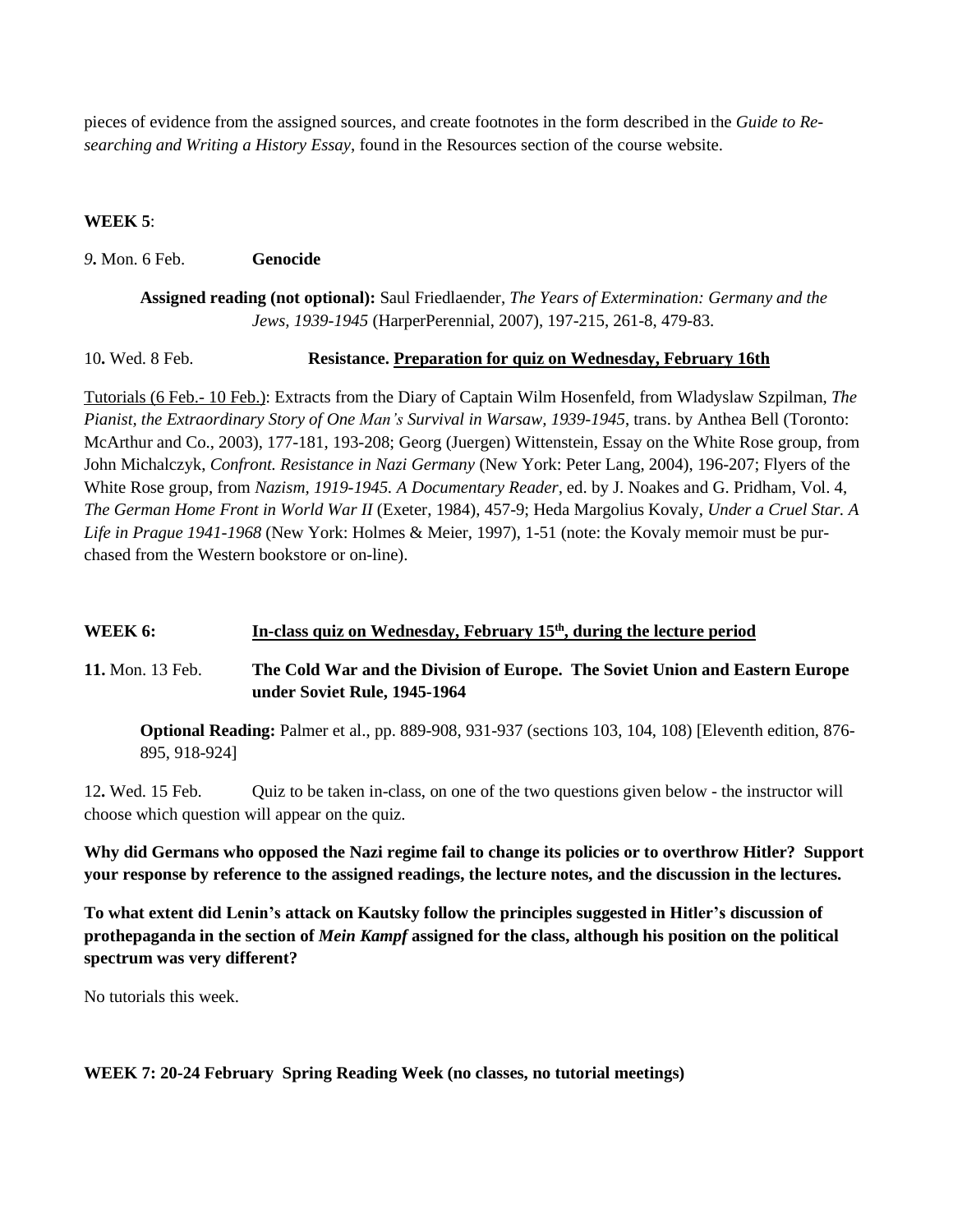pieces of evidence from the assigned sources, and create footnotes in the form described in the *Guide to Researching and Writing a History Essay*, found in the Resources section of the course website.

**WEEK 5**:

*9***.** Mon. 6 Feb. **Genocide**

**Assigned reading (not optional):** Saul Friedlaender, *The Years of Extermination: Germany and the Jews, 1939-1945* (HarperPerennial, 2007), 197-215, 261-8, 479-83.

10**.** Wed. 8 Feb. **Resistance. Preparation for quiz on Wednesday, February 16th**

Tutorials (6 Feb.- 10 Feb.): Extracts from the Diary of Captain Wilm Hosenfeld, from Wladyslaw Szpilman, *The Pianist, the Extraordinary Story of One Man's Survival in Warsaw, 1939-1945*, trans. by Anthea Bell (Toronto: McArthur and Co., 2003), 177-181, 193-208; Georg (Juergen) Wittenstein, Essay on the White Rose group, from John Michalczyk, *Confront. Resistance in Nazi Germany* (New York: Peter Lang, 2004), 196-207; Flyers of the White Rose group, from *Nazism, 1919-1945. A Documentary Reader*, ed. by J. Noakes and G. Pridham, Vol. 4, *The German Home Front in World War II* (Exeter, 1984), 457-9; Heda Margolius Kovaly, *Under a Cruel Star. A Life in Prague 1941-1968* (New York: Holmes & Meier, 1997), 1-51 (note: the Kovaly memoir must be purchased from the Western bookstore or on-line).

**WEEK 6:** **In-class quiz on Wednesday, February 15th, during the lecture period**

**11.** Mon. 13 Feb. **The Cold War and the Division of Europe. The Soviet Union and Eastern Europe under Soviet Rule, 1945-1964**

**Optional Reading:** Palmer et al., pp. 889-908, 931-937 (sections 103, 104, 108) [Eleventh edition, 876-895, 918-924]

12**.** Wed. 15 Feb. Quiz to be taken in-class, on one of the two questions given below - the instructor will choose which question will appear on the quiz.

**Why did Germans who opposed the Nazi regime fail to change its policies or to overthrow Hitler? Support your response by reference to the assigned readings, the lecture notes, and the discussion in the lectures.**

**To what extent did Lenin's attack on Kautsky follow the principles suggested in Hitler's discussion of prothepaganda in the section of *Mein Kampf* assigned for the class, although his position on the political spectrum was very different?**

No tutorials this week.

**WEEK 7: 20-24 February Spring Reading Week (no classes, no tutorial meetings)**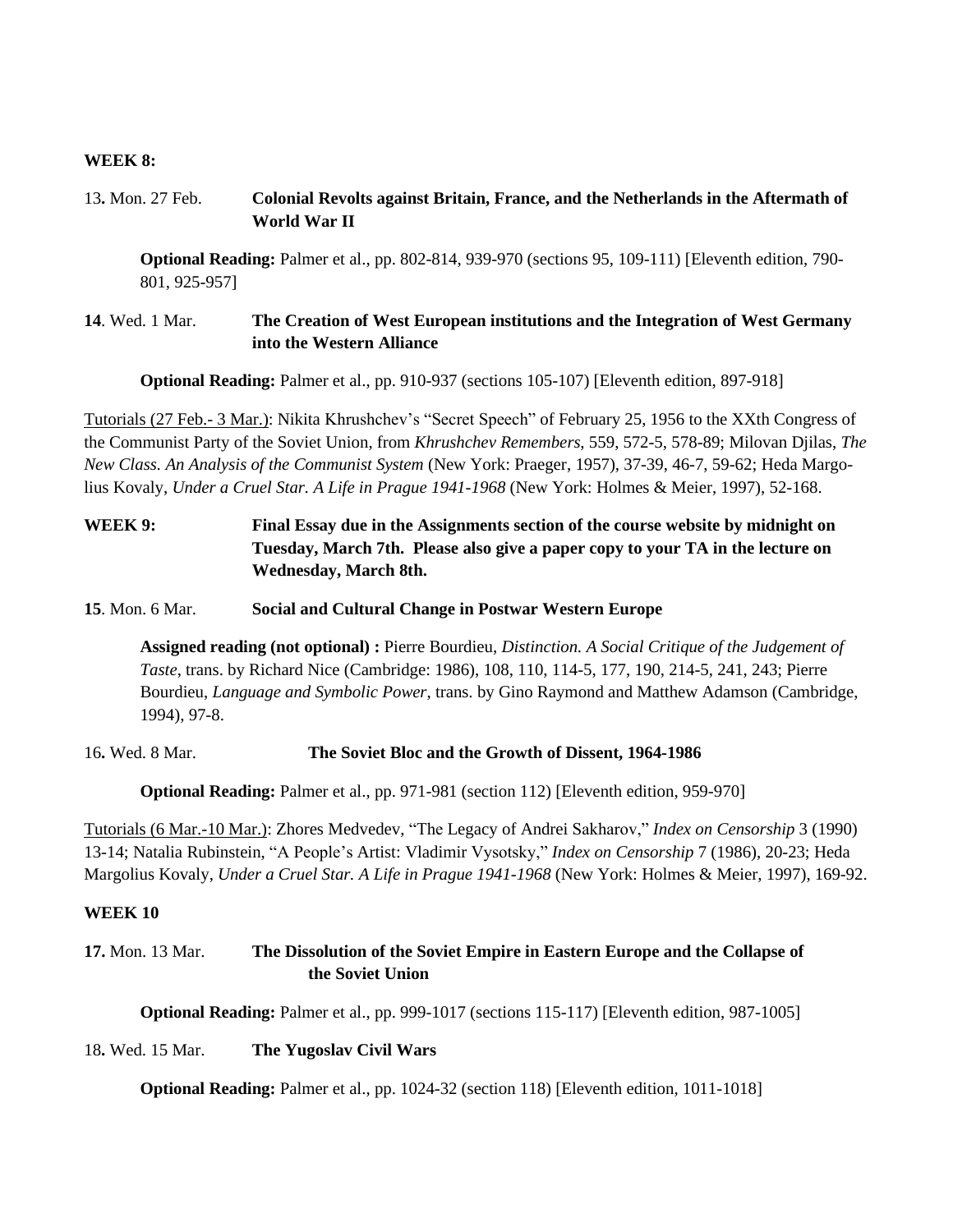**WEEK 8:**

13**.** Mon. 27 Feb. **Colonial Revolts against Britain, France, and the Netherlands in the Aftermath of World War II**

**Optional Reading:** Palmer et al., pp. 802-814, 939-970 (sections 95, 109-111) [Eleventh edition, 790-801, 925-957]

**14**. Wed. 1 Mar. **The Creation of West European institutions and the Integration of West Germany into the Western Alliance**

**Optional Reading:** Palmer et al., pp. 910-937 (sections 105-107) [Eleventh edition, 897-918]

<u>Tutorials (27 Feb.- 3 Mar.)</u>: Nikita Khrushchev's "Secret Speech" of February 25, 1956 to the XXth Congress of the Communist Party of the Soviet Union, from *Khrushchev Remembers*, 559, 572-5, 578-89; Milovan Djilas, *The New Class. An Analysis of the Communist System* (New York: Praeger, 1957), 37-39, 46-7, 59-62; Heda Margolius Kovaly, *Under a Cruel Star. A Life in Prague 1941-1968* (New York: Holmes & Meier, 1997), 52-168.

**WEEK 9:** **Final Essay due in the Assignments section of the course website by midnight on Tuesday, March 7th. Please also give a paper copy to your TA in the lecture on Wednesday, March 8th.**

**15**. Mon. 6 Mar. **Social and Cultural Change in Postwar Western Europe**

**Assigned reading (not optional) :** Pierre Bourdieu, *Distinction. A Social Critique of the Judgement of Taste*, trans. by Richard Nice (Cambridge: 1986), 108, 110, 114-5, 177, 190, 214-5, 241, 243; Pierre Bourdieu, *Language and Symbolic Power*, trans. by Gino Raymond and Matthew Adamson (Cambridge, 1994), 97-8.

16**.** Wed. 8 Mar. **The Soviet Bloc and the Growth of Dissent, 1964-1986**

**Optional Reading:** Palmer et al., pp. 971-981 (section 112) [Eleventh edition, 959-970]

<u>Tutorials (6 Mar.-10 Mar.)</u>: Zhores Medvedev, "The Legacy of Andrei Sakharov," *Index on Censorship* 3 (1990) 13-14; Natalia Rubinstein, "A People's Artist: Vladimir Vysotsky," *Index on Censorship* 7 (1986), 20-23; Heda Margolius Kovaly, *Under a Cruel Star. A Life in Prague 1941-1968* (New York: Holmes & Meier, 1997), 169-92.

**WEEK 10**

**17.** Mon. 13 Mar. **The Dissolution of the Soviet Empire in Eastern Europe and the Collapse of the Soviet Union**

**Optional Reading:** Palmer et al., pp. 999-1017 (sections 115-117) [Eleventh edition, 987-1005]

18**.** Wed. 15 Mar. **The Yugoslav Civil Wars**

**Optional Reading:** Palmer et al., pp. 1024-32 (section 118) [Eleventh edition, 1011-1018]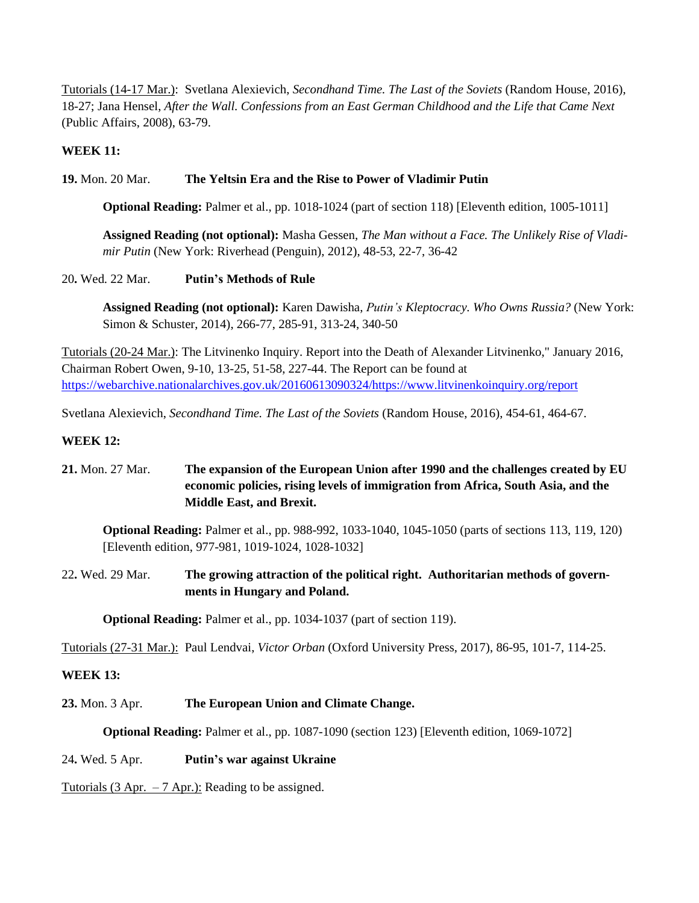Tutorials (14-17 Mar.): Svetlana Alexievich, *Secondhand Time. The Last of the Soviets* (Random House, 2016), 18-27; Jana Hensel, *After the Wall. Confessions from an East German Childhood and the Life that Came Next* (Public Affairs, 2008), 63-79.

**WEEK 11:**

**19.** Mon. 20 Mar. **The Yeltsin Era and the Rise to Power of Vladimir Putin**

**Optional Reading:** Palmer et al., pp. 1018-1024 (part of section 118) [Eleventh edition, 1005-1011]

**Assigned Reading (not optional):** Masha Gessen, *The Man without a Face. The Unlikely Rise of Vladimir Putin* (New York: Riverhead (Penguin), 2012), 48-53, 22-7, 36-42

20**.** Wed. 22 Mar. **Putin's Methods of Rule**

**Assigned Reading (not optional):** Karen Dawisha, *Putin's Kleptocracy. Who Owns Russia?* (New York: Simon & Schuster, 2014), 266-77, 285-91, 313-24, 340-50

Tutorials (20-24 Mar.): The Litvinenko Inquiry. Report into the Death of Alexander Litvinenko," January 2016, Chairman Robert Owen, 9-10, 13-25, 51-58, 227-44. The Report can be found at https://webarchive.nationalarchives.gov.uk/20160613090324/https://www.litvinenkoinquiry.org/report

Svetlana Alexievich, *Secondhand Time. The Last of the Soviets* (Random House, 2016), 454-61, 464-67.

**WEEK 12:**

**21.** Mon. 27 Mar. **The expansion of the European Union after 1990 and the challenges created by EU economic policies, rising levels of immigration from Africa, South Asia, and the Middle East, and Brexit.**

**Optional Reading:** Palmer et al., pp. 988-992, 1033-1040, 1045-1050 (parts of sections 113, 119, 120) [Eleventh edition, 977-981, 1019-1024, 1028-1032]

22**.** Wed. 29 Mar. **The growing attraction of the political right. Authoritarian methods of governments in Hungary and Poland.**

**Optional Reading:** Palmer et al., pp. 1034-1037 (part of section 119).

Tutorials (27-31 Mar.): Paul Lendvai, *Victor Orban* (Oxford University Press, 2017), 86-95, 101-7, 114-25.

**WEEK 13:**

**23.** Mon. 3 Apr. **The European Union and Climate Change.**

**Optional Reading:** Palmer et al., pp. 1087-1090 (section 123) [Eleventh edition, 1069-1072]

24**.** Wed. 5 Apr. **Putin's war against Ukraine**

Tutorials (3 Apr. – 7 Apr.): Reading to be assigned.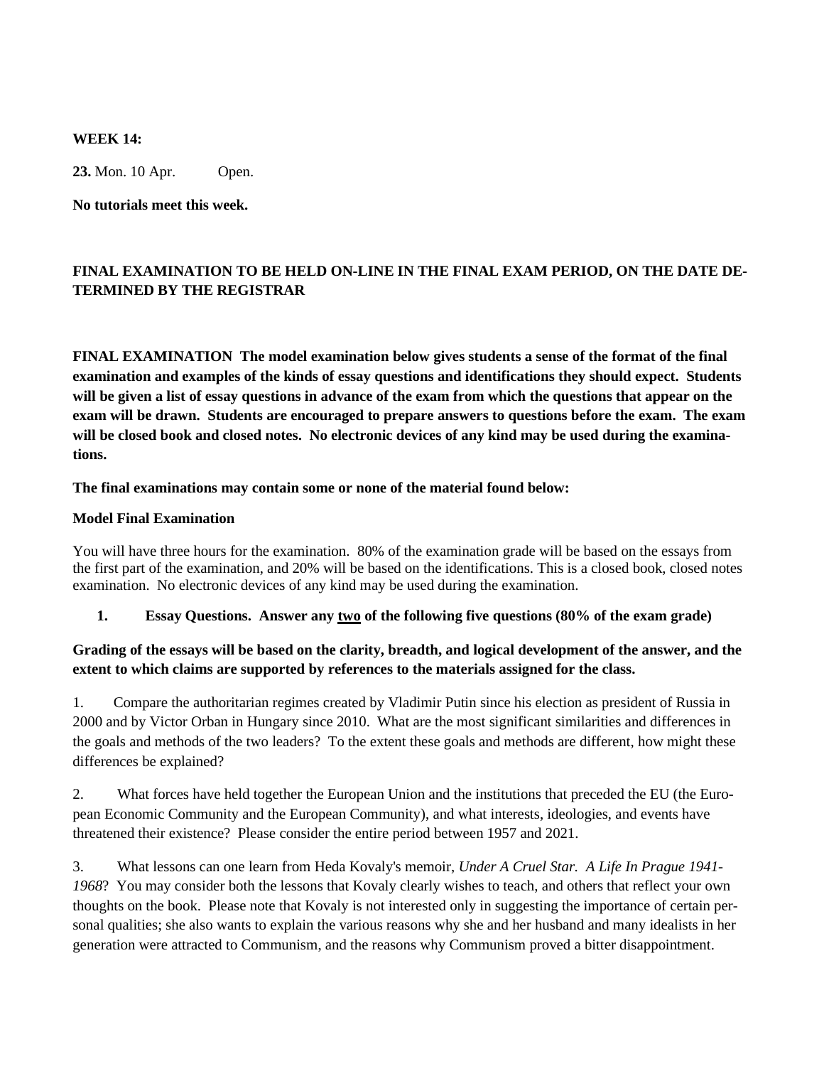**WEEK 14:**

**23.** Mon. 10 Apr. Open.

**No tutorials meet this week.**

**FINAL EXAMINATION TO BE HELD ON-LINE IN THE FINAL EXAM PERIOD, ON THE DATE DETERMINED BY THE REGISTRAR**

**FINAL EXAMINATION The model examination below gives students a sense of the format of the final examination and examples of the kinds of essay questions and identifications they should expect. Students will be given a list of essay questions in advance of the exam from which the questions that appear on the exam will be drawn. Students are encouraged to prepare answers to questions before the exam. The exam will be closed book and closed notes. No electronic devices of any kind may be used during the examinations.**

**The final examinations may contain some or none of the material found below:**

**Model Final Examination**

You will have three hours for the examination. 80% of the examination grade will be based on the essays from the first part of the examination, and 20% will be based on the identifications. This is a closed book, closed notes examination. No electronic devices of any kind may be used during the examination.

1. **Essay Questions. Answer any <u>two</u> of the following five questions (80% of the exam grade)**

**Grading of the essays will be based on the clarity, breadth, and logical development of the answer, and the extent to which claims are supported by references to the materials assigned for the class.**

1. Compare the authoritarian regimes created by Vladimir Putin since his election as president of Russia in 2000 and by Victor Orban in Hungary since 2010. What are the most significant similarities and differences in the goals and methods of the two leaders? To the extent these goals and methods are different, how might these differences be explained?

2. What forces have held together the European Union and the institutions that preceded the EU (the European Economic Community and the European Community), and what interests, ideologies, and events have threatened their existence? Please consider the entire period between 1957 and 2021.

3. What lessons can one learn from Heda Kovaly's memoir, *Under A Cruel Star. A Life In Prague 1941-1968*? You may consider both the lessons that Kovaly clearly wishes to teach, and others that reflect your own thoughts on the book. Please note that Kovaly is not interested only in suggesting the importance of certain personal qualities; she also wants to explain the various reasons why she and her husband and many idealists in her generation were attracted to Communism, and the reasons why Communism proved a bitter disappointment.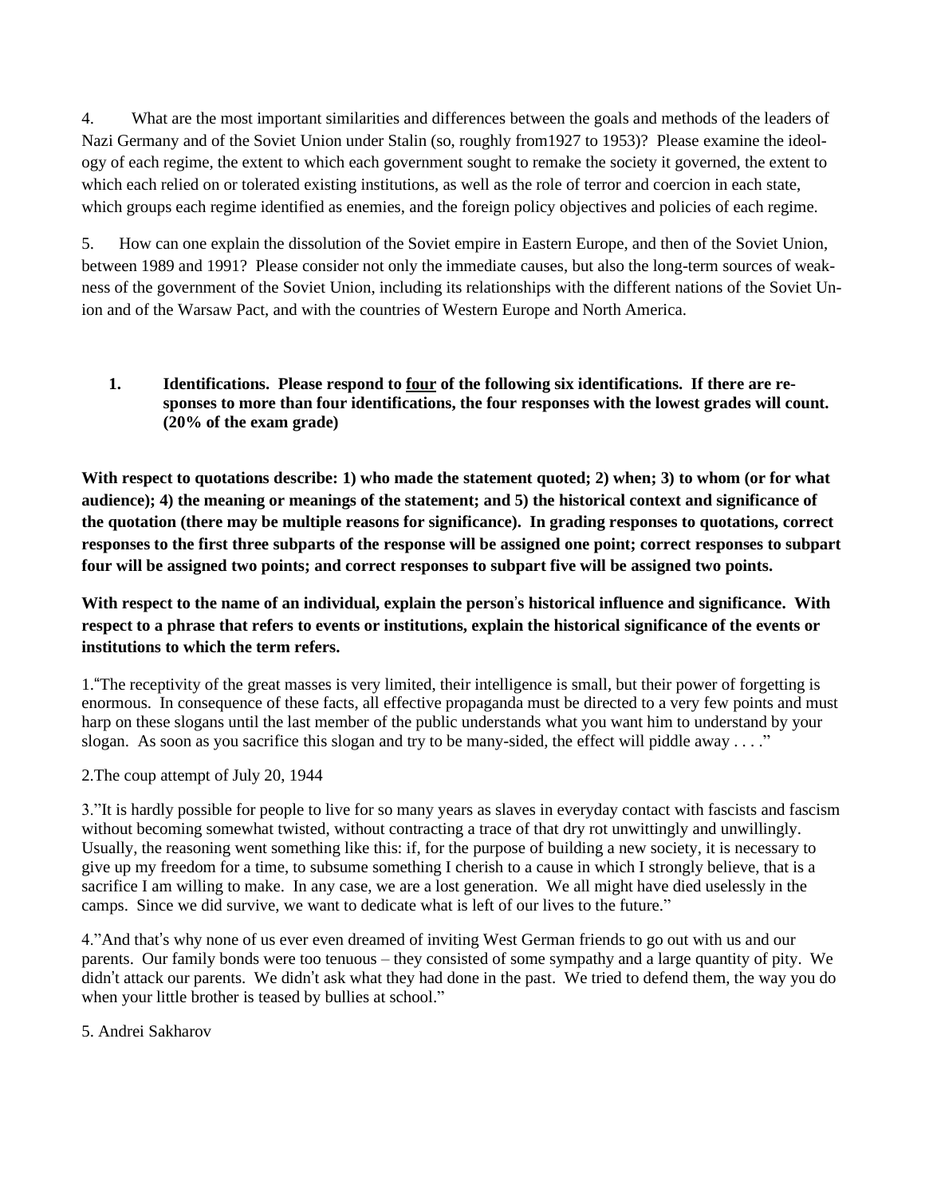4. What are the most important similarities and differences between the goals and methods of the leaders of Nazi Germany and of the Soviet Union under Stalin (so, roughly from1927 to 1953)? Please examine the ideology of each regime, the extent to which each government sought to remake the society it governed, the extent to which each relied on or tolerated existing institutions, as well as the role of terror and coercion in each state, which groups each regime identified as enemies, and the foreign policy objectives and policies of each regime.

5. How can one explain the dissolution of the Soviet empire in Eastern Europe, and then of the Soviet Union, between 1989 and 1991? Please consider not only the immediate causes, but also the long-term sources of weakness of the government of the Soviet Union, including its relationships with the different nations of the Soviet Union and of the Warsaw Pact, and with the countries of Western Europe and North America.

**1. Identifications. Please respond to <u>four</u> of the following six identifications. If there are responses to more than four identifications, the four responses with the lowest grades will count. (20% of the exam grade)**

**With respect to quotations describe: 1) who made the statement quoted; 2) when; 3) to whom (or for what audience); 4) the meaning or meanings of the statement; and 5) the historical context and significance of the quotation (there may be multiple reasons for significance). In grading responses to quotations, correct responses to the first three subparts of the response will be assigned one point; correct responses to subpart four will be assigned two points; and correct responses to subpart five will be assigned two points.**

**With respect to the name of an individual, explain the person's historical influence and significance. With respect to a phrase that refers to events or institutions, explain the historical significance of the events or institutions to which the term refers.**

1."The receptivity of the great masses is very limited, their intelligence is small, but their power of forgetting is enormous. In consequence of these facts, all effective propaganda must be directed to a very few points and must harp on these slogans until the last member of the public understands what you want him to understand by your slogan. As soon as you sacrifice this slogan and try to be many-sided, the effect will piddle away . . . ."

2.The coup attempt of July 20, 1944

3."It is hardly possible for people to live for so many years as slaves in everyday contact with fascists and fascism without becoming somewhat twisted, without contracting a trace of that dry rot unwittingly and unwillingly. Usually, the reasoning went something like this: if, for the purpose of building a new society, it is necessary to give up my freedom for a time, to subsume something I cherish to a cause in which I strongly believe, that is a sacrifice I am willing to make. In any case, we are a lost generation. We all might have died uselessly in the camps. Since we did survive, we want to dedicate what is left of our lives to the future."

4."And that's why none of us ever even dreamed of inviting West German friends to go out with us and our parents. Our family bonds were too tenuous – they consisted of some sympathy and a large quantity of pity. We didn't attack our parents. We didn't ask what they had done in the past. We tried to defend them, the way you do when your little brother is teased by bullies at school."

5. Andrei Sakharov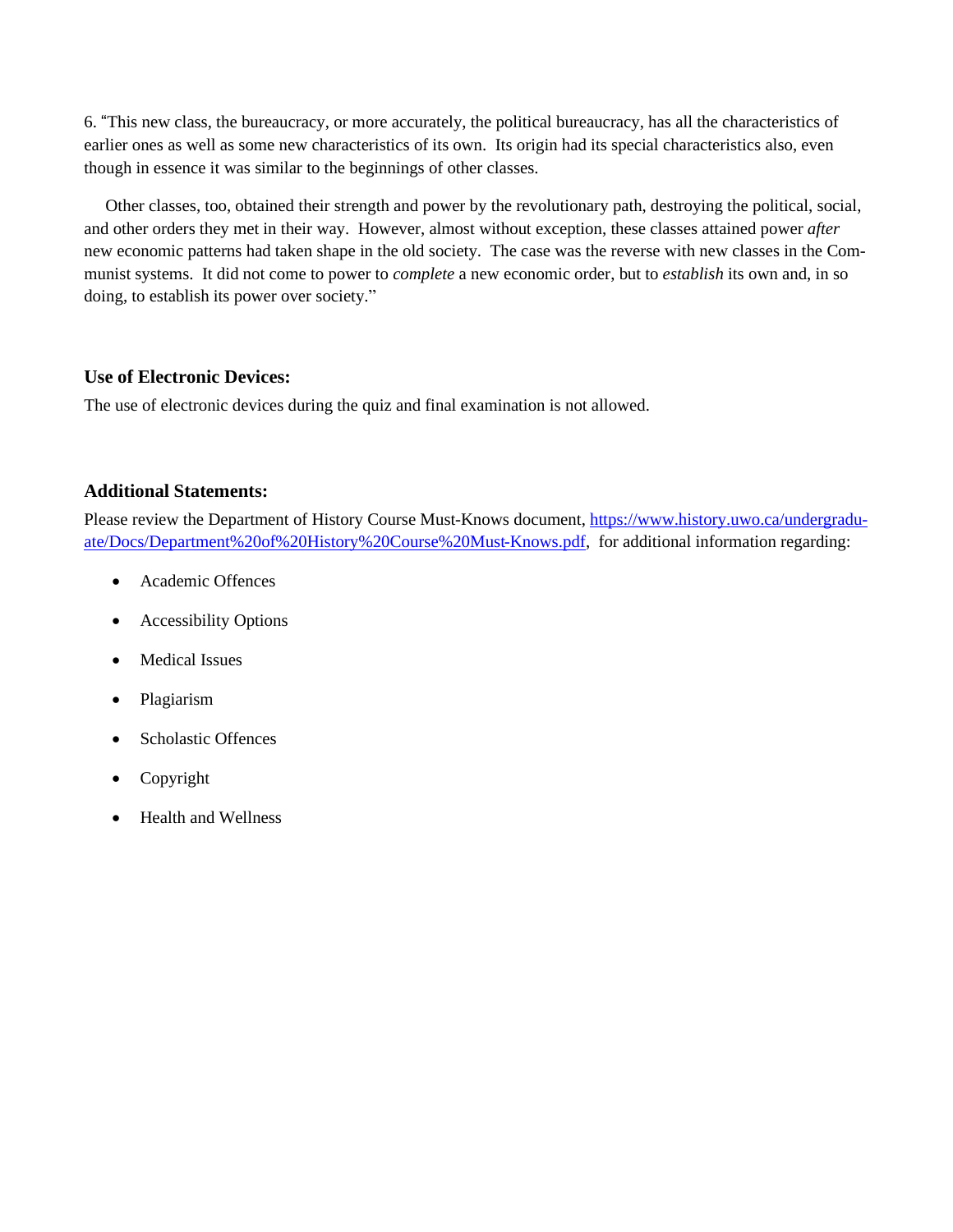6. "This new class, the bureaucracy, or more accurately, the political bureaucracy, has all the characteristics of earlier ones as well as some new characteristics of its own. Its origin had its special characteristics also, even though in essence it was similar to the beginnings of other classes.

Other classes, too, obtained their strength and power by the revolutionary path, destroying the political, social, and other orders they met in their way. However, almost without exception, these classes attained power *after* new economic patterns had taken shape in the old society. The case was the reverse with new classes in the Communist systems. It did not come to power to *complete* a new economic order, but to *establish* its own and, in so doing, to establish its power over society."

### Use of Electronic Devices:

The use of electronic devices during the quiz and final examination is not allowed.

### Additional Statements:

Please review the Department of History Course Must-Knows document, [https://www.history.uwo.ca/undergraduate/Docs/Department%20of%20History%20Course%20Must-Knows.pdf](https://www.history.uwo.ca/undergraduate/Docs/Department%20of%20History%20Course%20Must-Knows.pdf), for additional information regarding:

- Academic Offences
- Accessibility Options
- Medical Issues
- Plagiarism
- Scholastic Offences
- Copyright
- Health and Wellness